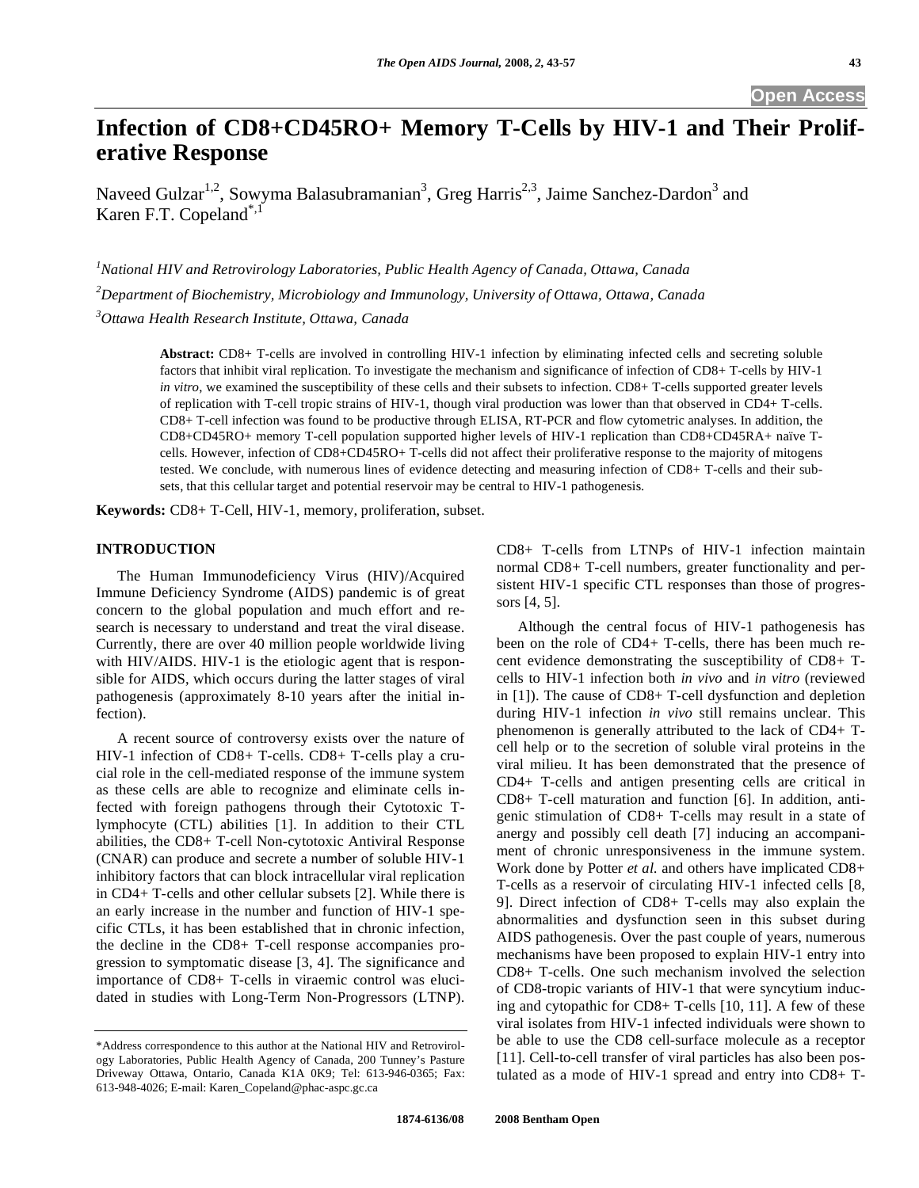# Infection of CD8+CD45RO+ Memory T-Cells by HIV-1 and Their Proliferative Response

Naveed Gulzar[1,2], Sowyma Balasubramanian[3], Greg Harris[2,3], Jaime Sanchez-Dardon[3] and Karen F.T. Copeland[*,1]

[1]*National HIV and Retrovirology Laboratories, Public Health Agency of Canada, Ottawa, Canada*

[2]*Department of Biochemistry, Microbiology and Immunology, University of Ottawa, Ottawa, Canada*

[3]*Ottawa Health Research Institute, Ottawa, Canada*

**Abstract:** CD8+ T-cells are involved in controlling HIV-1 infection by eliminating infected cells and secreting soluble factors that inhibit viral replication. To investigate the mechanism and significance of infection of CD8+ T-cells by HIV-1 *in vitro*, we examined the susceptibility of these cells and their subsets to infection. CD8+ T-cells supported greater levels of replication with T-cell tropic strains of HIV-1, though viral production was lower than that observed in CD4+ T-cells. CD8+ T-cell infection was found to be productive through ELISA, RT-PCR and flow cytometric analyses. In addition, the CD8+CD45RO+ memory T-cell population supported higher levels of HIV-1 replication than CD8+CD45RA+ naïve T-cells. However, infection of CD8+CD45RO+ T-cells did not affect their proliferative response to the majority of mitogens tested. We conclude, with numerous lines of evidence detecting and measuring infection of CD8+ T-cells and their subsets, that this cellular target and potential reservoir may be central to HIV-1 pathogenesis.

**Keywords:** CD8+ T-Cell, HIV-1, memory, proliferation, subset.

## INTRODUCTION

The Human Immunodeficiency Virus (HIV)/Acquired Immune Deficiency Syndrome (AIDS) pandemic is of great concern to the global population and much effort and research is necessary to understand and treat the viral disease. Currently, there are over 40 million people worldwide living with HIV/AIDS. HIV-1 is the etiologic agent that is responsible for AIDS, which occurs during the latter stages of viral pathogenesis (approximately 8-10 years after the initial infection).

A recent source of controversy exists over the nature of HIV-1 infection of CD8+ T-cells. CD8+ T-cells play a crucial role in the cell-mediated response of the immune system as these cells are able to recognize and eliminate cells infected with foreign pathogens through their Cytotoxic T-lymphocyte (CTL) abilities [1]. In addition to their CTL abilities, the CD8+ T-cell Non-cytotoxic Antiviral Response (CNAR) can produce and secrete a number of soluble HIV-1 inhibitory factors that can block intracellular viral replication in CD4+ T-cells and other cellular subsets [2]. While there is an early increase in the number and function of HIV-1 specific CTLs, it has been established that in chronic infection, the decline in the CD8+ T-cell response accompanies progression to symptomatic disease [3, 4]. The significance and importance of CD8+ T-cells in viraemic control was elucidated in studies with Long-Term Non-Progressors (LTNP). CD8+ T-cells from LTNPs of HIV-1 infection maintain normal CD8+ T-cell numbers, greater functionality and persistent HIV-1 specific CTL responses than those of progressors [4, 5].

Although the central focus of HIV-1 pathogenesis has been on the role of CD4+ T-cells, there has been much recent evidence demonstrating the susceptibility of CD8+ T-cells to HIV-1 infection both *in vivo* and *in vitro* (reviewed in [1]). The cause of CD8+ T-cell dysfunction and depletion during HIV-1 infection *in vivo* still remains unclear. This phenomenon is generally attributed to the lack of CD4+ T-cell help or to the secretion of soluble viral proteins in the viral milieu. It has been demonstrated that the presence of CD4+ T-cells and antigen presenting cells are critical in CD8+ T-cell maturation and function [6]. In addition, antigenic stimulation of CD8+ T-cells may result in a state of anergy and possibly cell death [7] inducing an accompaniment of chronic unresponsiveness in the immune system. Work done by Potter *et al.* and others have implicated CD8+ T-cells as a reservoir of circulating HIV-1 infected cells [8, 9]. Direct infection of CD8+ T-cells may also explain the abnormalities and dysfunction seen in this subset during AIDS pathogenesis. Over the past couple of years, numerous mechanisms have been proposed to explain HIV-1 entry into CD8+ T-cells. One such mechanism involved the selection of CD8-tropic variants of HIV-1 that were syncytium inducing and cytopathic for CD8+ T-cells [10, 11]. A few of these viral isolates from HIV-1 infected individuals were shown to be able to use the CD8 cell-surface molecule as a receptor [11]. Cell-to-cell transfer of viral particles has also been postulated as a mode of HIV-1 spread and entry into CD8+ T-

*Address correspondence to this author at the National HIV and Retrovirology Laboratories, Public Health Agency of Canada, 200 Tunney's Pasture Driveway Ottawa, Ontario, Canada K1A 0K9; Tel: 613-946-0365; Fax: 613-948-4026; E-mail: Karen_Copeland@phac-aspc.gc.ca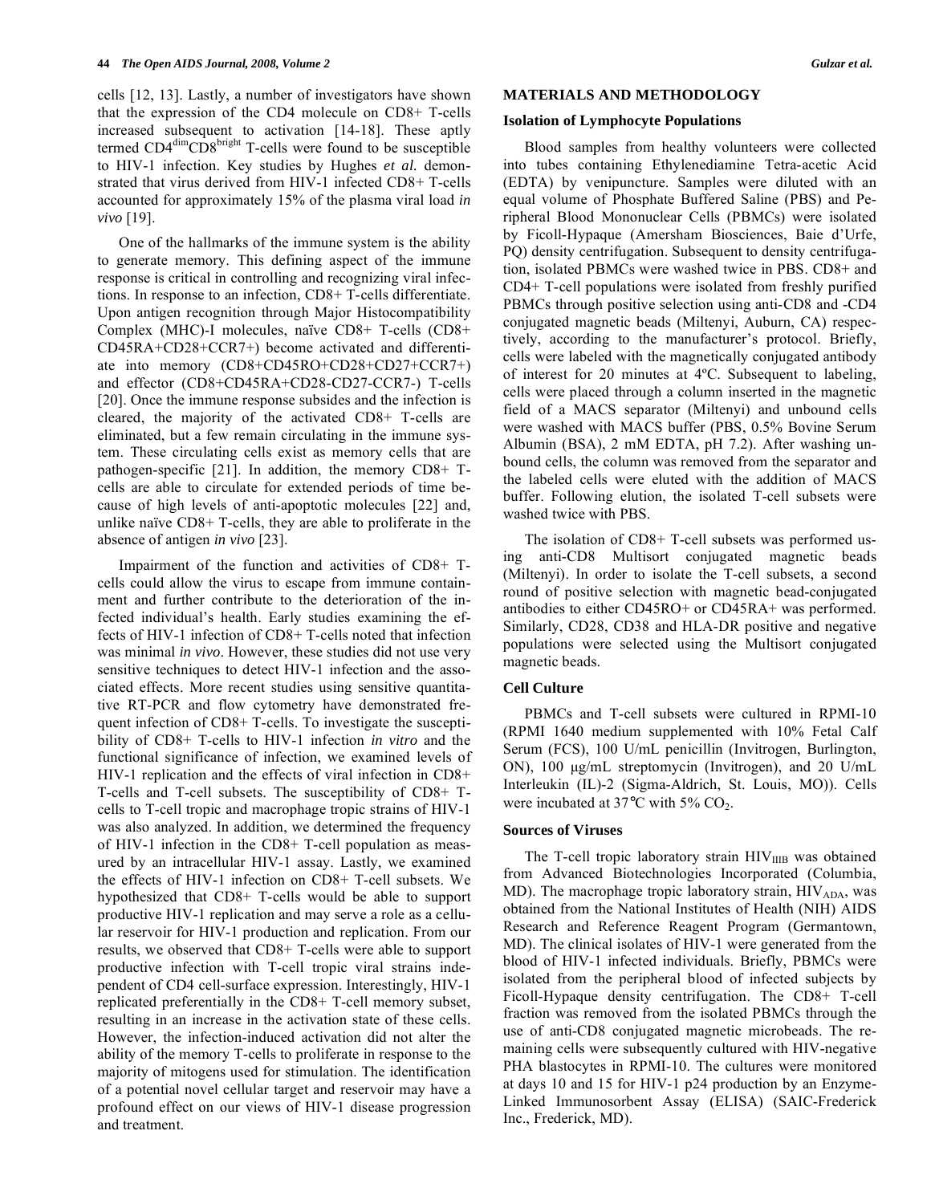cells [12, 13]. Lastly, a number of investigators have shown that the expression of the CD4 molecule on CD8+ T-cells increased subsequent to activation [14-18]. These aptly termed $CD4^{dim}CD8^{bright}$ T-cells were found to be susceptible to HIV-1 infection. Key studies by Hughes *et al.* demonstrated that virus derived from HIV-1 infected CD8+ T-cells accounted for approximately 15% of the plasma viral load *in vivo* [19].

One of the hallmarks of the immune system is the ability to generate memory. This defining aspect of the immune response is critical in controlling and recognizing viral infections. In response to an infection, CD8+ T-cells differentiate. Upon antigen recognition through Major Histocompatibility Complex (MHC)-I molecules, naïve CD8+ T-cells (CD8+ CD45RA+CD28+CCR7+) become activated and differentiate into memory (CD8+CD45RO+CD28+CD27+CCR7+) and effector (CD8+CD45RA+CD28-CD27-CCR7-) T-cells [20]. Once the immune response subsides and the infection is cleared, the majority of the activated CD8+ T-cells are eliminated, but a few remain circulating in the immune system. These circulating cells exist as memory cells that are pathogen-specific [21]. In addition, the memory CD8+ T-cells are able to circulate for extended periods of time because of high levels of anti-apoptotic molecules [22] and, unlike naïve CD8+ T-cells, they are able to proliferate in the absence of antigen *in vivo* [23].

Impairment of the function and activities of CD8+ T-cells could allow the virus to escape from immune containment and further contribute to the deterioration of the infected individual's health. Early studies examining the effects of HIV-1 infection of CD8+ T-cells noted that infection was minimal *in vivo*. However, these studies did not use very sensitive techniques to detect HIV-1 infection and the associated effects. More recent studies using sensitive quantitative RT-PCR and flow cytometry have demonstrated frequent infection of CD8+ T-cells. To investigate the susceptibility of CD8+ T-cells to HIV-1 infection *in vitro* and the functional significance of infection, we examined levels of HIV-1 replication and the effects of viral infection in CD8+ T-cells and T-cell subsets. The susceptibility of CD8+ T-cells to T-cell tropic and macrophage tropic strains of HIV-1 was also analyzed. In addition, we determined the frequency of HIV-1 infection in the CD8+ T-cell population as measured by an intracellular HIV-1 assay. Lastly, we examined the effects of HIV-1 infection on CD8+ T-cell subsets. We hypothesized that CD8+ T-cells would be able to support productive HIV-1 replication and may serve a role as a cellular reservoir for HIV-1 production and replication. From our results, we observed that CD8+ T-cells were able to support productive infection with T-cell tropic viral strains independent of CD4 cell-surface expression. Interestingly, HIV-1 replicated preferentially in the CD8+ T-cell memory subset, resulting in an increase in the activation state of these cells. However, the infection-induced activation did not alter the ability of the memory T-cells to proliferate in response to the majority of mitogens used for stimulation. The identification of a potential novel cellular target and reservoir may have a profound effect on our views of HIV-1 disease progression and treatment.

## MATERIALS AND METHODOLOGY

### Isolation of Lymphocyte Populations

Blood samples from healthy volunteers were collected into tubes containing Ethylenediamine Tetra-acetic Acid (EDTA) by venipuncture. Samples were diluted with an equal volume of Phosphate Buffered Saline (PBS) and Peripheral Blood Mononuclear Cells (PBMCs) were isolated by Ficoll-Hypaque (Amersham Biosciences, Baie d'Urfe, PQ) density centrifugation. Subsequent to density centrifugation, isolated PBMCs were washed twice in PBS. CD8+ and CD4+ T-cell populations were isolated from freshly purified PBMCs through positive selection using anti-CD8 and -CD4 conjugated magnetic beads (Miltenyi, Auburn, CA) respectively, according to the manufacturer's protocol. Briefly, cells were labeled with the magnetically conjugated antibody of interest for 20 minutes at 4ºC. Subsequent to labeling, cells were placed through a column inserted in the magnetic field of a MACS separator (Miltenyi) and unbound cells were washed with MACS buffer (PBS, 0.5% Bovine Serum Albumin (BSA), 2 mM EDTA, pH 7.2). After washing unbound cells, the column was removed from the separator and the labeled cells were eluted with the addition of MACS buffer. Following elution, the isolated T-cell subsets were washed twice with PBS.

The isolation of CD8+ T-cell subsets was performed using anti-CD8 Multisort conjugated magnetic beads (Miltenyi). In order to isolate the T-cell subsets, a second round of positive selection with magnetic bead-conjugated antibodies to either CD45RO+ or CD45RA+ was performed. Similarly, CD28, CD38 and HLA-DR positive and negative populations were selected using the Multisort conjugated magnetic beads.

### Cell Culture

PBMCs and T-cell subsets were cultured in RPMI-10 (RPMI 1640 medium supplemented with 10% Fetal Calf Serum (FCS), 100 U/mL penicillin (Invitrogen, Burlington, ON), 100 µg/mL streptomycin (Invitrogen), and 20 U/mL Interleukin (IL)-2 (Sigma-Aldrich, St. Louis, MO)). Cells were incubated at 37℃ with 5% $CO_2$.

### Sources of Viruses

The T-cell tropic laboratory strain $HIV_{IIIB}$ was obtained from Advanced Biotechnologies Incorporated (Columbia, MD). The macrophage tropic laboratory strain, $HIV_{ADA}$, was obtained from the National Institutes of Health (NIH) AIDS Research and Reference Reagent Program (Germantown, MD). The clinical isolates of HIV-1 were generated from the blood of HIV-1 infected individuals. Briefly, PBMCs were isolated from the peripheral blood of infected subjects by Ficoll-Hypaque density centrifugation. The CD8+ T-cell fraction was removed from the isolated PBMCs through the use of anti-CD8 conjugated magnetic microbeads. The remaining cells were subsequently cultured with HIV-negative PHA blastocytes in RPMI-10. The cultures were monitored at days 10 and 15 for HIV-1 p24 production by an Enzyme-Linked Immunosorbent Assay (ELISA) (SAIC-Frederick Inc., Frederick, MD).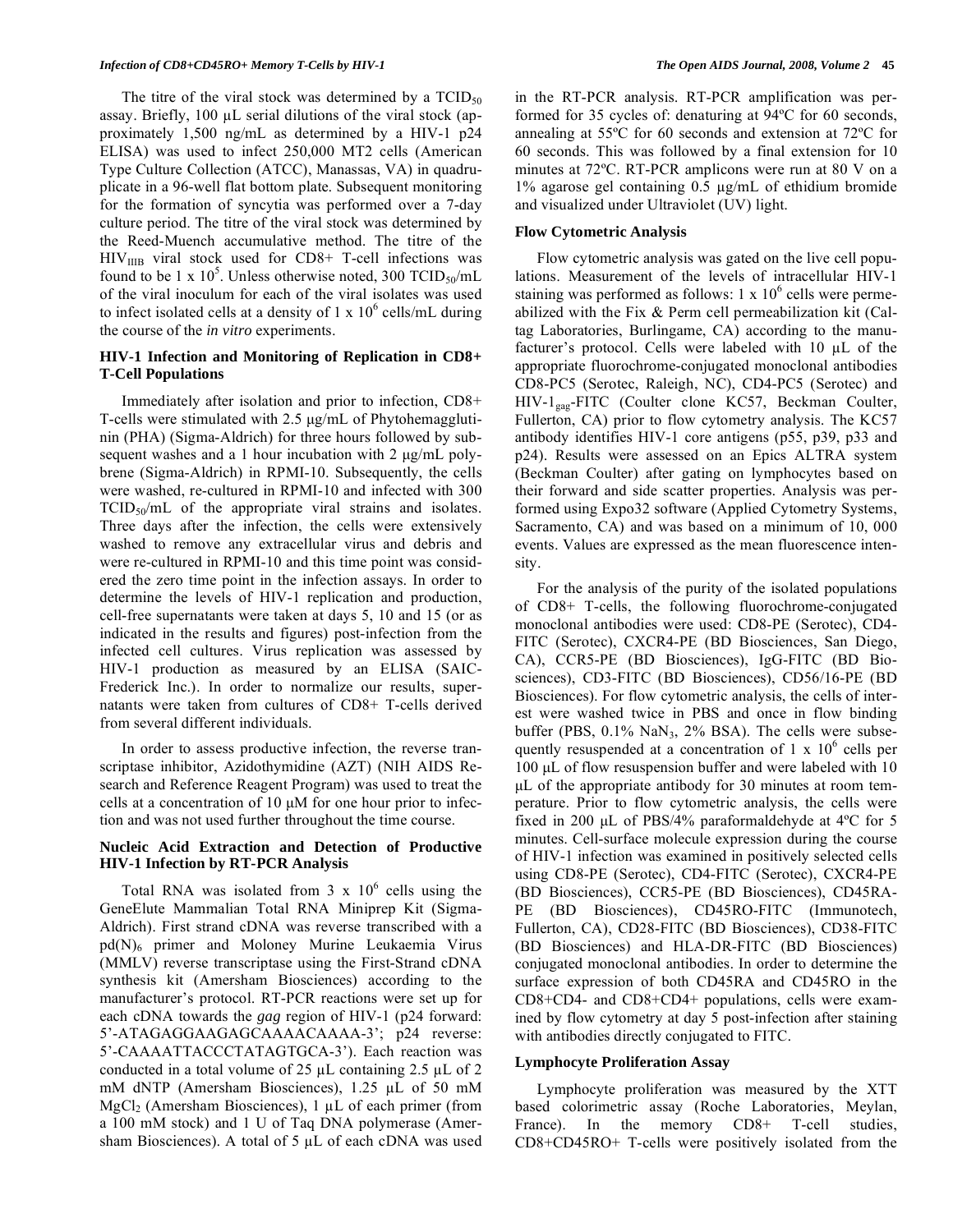The titre of the viral stock was determined by a $TCID_{50}$ assay. Briefly, 100 µL serial dilutions of the viral stock (approximately 1,500 ng/mL as determined by a HIV-1 p24 ELISA) was used to infect 250,000 MT2 cells (American Type Culture Collection (ATCC), Manassas, VA) in quadruplicate in a 96-well flat bottom plate. Subsequent monitoring for the formation of syncytia was performed over a 7-day culture period. The titre of the viral stock was determined by the Reed-Muench accumulative method. The titre of the $HIV_{IIIB}$ viral stock used for CD8+ T-cell infections was found to be 1 x $10^5$. Unless otherwise noted, 300 $TCID_{50}$/mL of the viral inoculum for each of the viral isolates was used to infect isolated cells at a density of 1 x $10^6$ cells/mL during the course of the *in vitro* experiments.

### HIV-1 Infection and Monitoring of Replication in CD8+ T-Cell Populations

Immediately after isolation and prior to infection, CD8+ T-cells were stimulated with 2.5 µg/mL of Phytohemagglutinin (PHA) (Sigma-Aldrich) for three hours followed by subsequent washes and a 1 hour incubation with 2 µg/mL polybrene (Sigma-Aldrich) in RPMI-10. Subsequently, the cells were washed, re-cultured in RPMI-10 and infected with 300 $TCID_{50}$/mL of the appropriate viral strains and isolates. Three days after the infection, the cells were extensively washed to remove any extracellular virus and debris and were re-cultured in RPMI-10 and this time point was considered the zero time point in the infection assays. In order to determine the levels of HIV-1 replication and production, cell-free supernatants were taken at days 5, 10 and 15 (or as indicated in the results and figures) post-infection from the infected cell cultures. Virus replication was assessed by HIV-1 production as measured by an ELISA (SAIC-Frederick Inc.). In order to normalize our results, supernatants were taken from cultures of CD8+ T-cells derived from several different individuals.

In order to assess productive infection, the reverse transcriptase inhibitor, Azidothymidine (AZT) (NIH AIDS Research and Reference Reagent Program) was used to treat the cells at a concentration of 10 µM for one hour prior to infection and was not used further throughout the time course.

### Nucleic Acid Extraction and Detection of Productive HIV-1 Infection by RT-PCR Analysis

Total RNA was isolated from 3 x $10^6$ cells using the GeneElute Mammalian Total RNA Miniprep Kit (Sigma-Aldrich). First strand cDNA was reverse transcribed with a $pd(N)_6$ primer and Moloney Murine Leukaemia Virus (MMLV) reverse transcriptase using the First-Strand cDNA synthesis kit (Amersham Biosciences) according to the manufacturer's protocol. RT-PCR reactions were set up for each cDNA towards the *gag* region of HIV-1 (p24 forward: 5'-ATAGAGGAAGAGCAAAACAAAA-3'; p24 reverse: 5'-CAAAATTACCCTATAGTGCA-3'). Each reaction was conducted in a total volume of 25 µL containing 2.5 µL of 2 mM dNTP (Amersham Biosciences), 1.25 µL of 50 mM $MgCl_2$ (Amersham Biosciences), 1 µL of each primer (from a 100 mM stock) and 1 U of Taq DNA polymerase (Amersham Biosciences). A total of 5 µL of each cDNA was used in the RT-PCR analysis. RT-PCR amplification was performed for 35 cycles of: denaturing at 94ºC for 60 seconds, annealing at 55ºC for 60 seconds and extension at 72ºC for 60 seconds. This was followed by a final extension for 10 minutes at 72ºC. RT-PCR amplicons were run at 80 V on a 1% agarose gel containing 0.5 µg/mL of ethidium bromide and visualized under Ultraviolet (UV) light.

### Flow Cytometric Analysis

Flow cytometric analysis was gated on the live cell populations. Measurement of the levels of intracellular HIV-1 staining was performed as follows: 1 x $10^6$ cells were permeabilized with the Fix & Perm cell permeabilization kit (Caltag Laboratories, Burlingame, CA) according to the manufacturer's protocol. Cells were labeled with 10 µL of the appropriate fluorochrome-conjugated monoclonal antibodies CD8-PC5 (Serotec, Raleigh, NC), CD4-PC5 (Serotec) and $HIV\text{-}1_{gag}$-FITC (Coulter clone KC57, Beckman Coulter, Fullerton, CA) prior to flow cytometry analysis. The KC57 antibody identifies HIV-1 core antigens (p55, p39, p33 and p24). Results were assessed on an Epics ALTRA system (Beckman Coulter) after gating on lymphocytes based on their forward and side scatter properties. Analysis was performed using Expo32 software (Applied Cytometry Systems, Sacramento, CA) and was based on a minimum of 10, 000 events. Values are expressed as the mean fluorescence intensity.

For the analysis of the purity of the isolated populations of CD8+ T-cells, the following fluorochrome-conjugated monoclonal antibodies were used: CD8-PE (Serotec), CD4-FITC (Serotec), CXCR4-PE (BD Biosciences, San Diego, CA), CCR5-PE (BD Biosciences), IgG-FITC (BD Biosciences), CD3-FITC (BD Biosciences), CD56/16-PE (BD Biosciences). For flow cytometric analysis, the cells of interest were washed twice in PBS and once in flow binding buffer (PBS, 0.1% $NaN_3$, 2% BSA). The cells were subsequently resuspended at a concentration of 1 x $10^6$ cells per 100 µL of flow resuspension buffer and were labeled with 10 µL of the appropriate antibody for 30 minutes at room temperature. Prior to flow cytometric analysis, the cells were fixed in 200 µL of PBS/4% paraformaldehyde at 4ºC for 5 minutes. Cell-surface molecule expression during the course of HIV-1 infection was examined in positively selected cells using CD8-PE (Serotec), CD4-FITC (Serotec), CXCR4-PE (BD Biosciences), CCR5-PE (BD Biosciences), CD45RA-PE (BD Biosciences), CD45RO-FITC (Immunotech, Fullerton, CA), CD28-FITC (BD Biosciences), CD38-FITC (BD Biosciences) and HLA-DR-FITC (BD Biosciences) conjugated monoclonal antibodies. In order to determine the surface expression of both CD45RA and CD45RO in the CD8+CD4- and CD8+CD4+ populations, cells were examined by flow cytometry at day 5 post-infection after staining with antibodies directly conjugated to FITC.

### Lymphocyte Proliferation Assay

Lymphocyte proliferation was measured by the XTT based colorimetric assay (Roche Laboratories, Meylan, France). In the memory CD8+ T-cell studies, CD8+CD45RO+ T-cells were positively isolated from the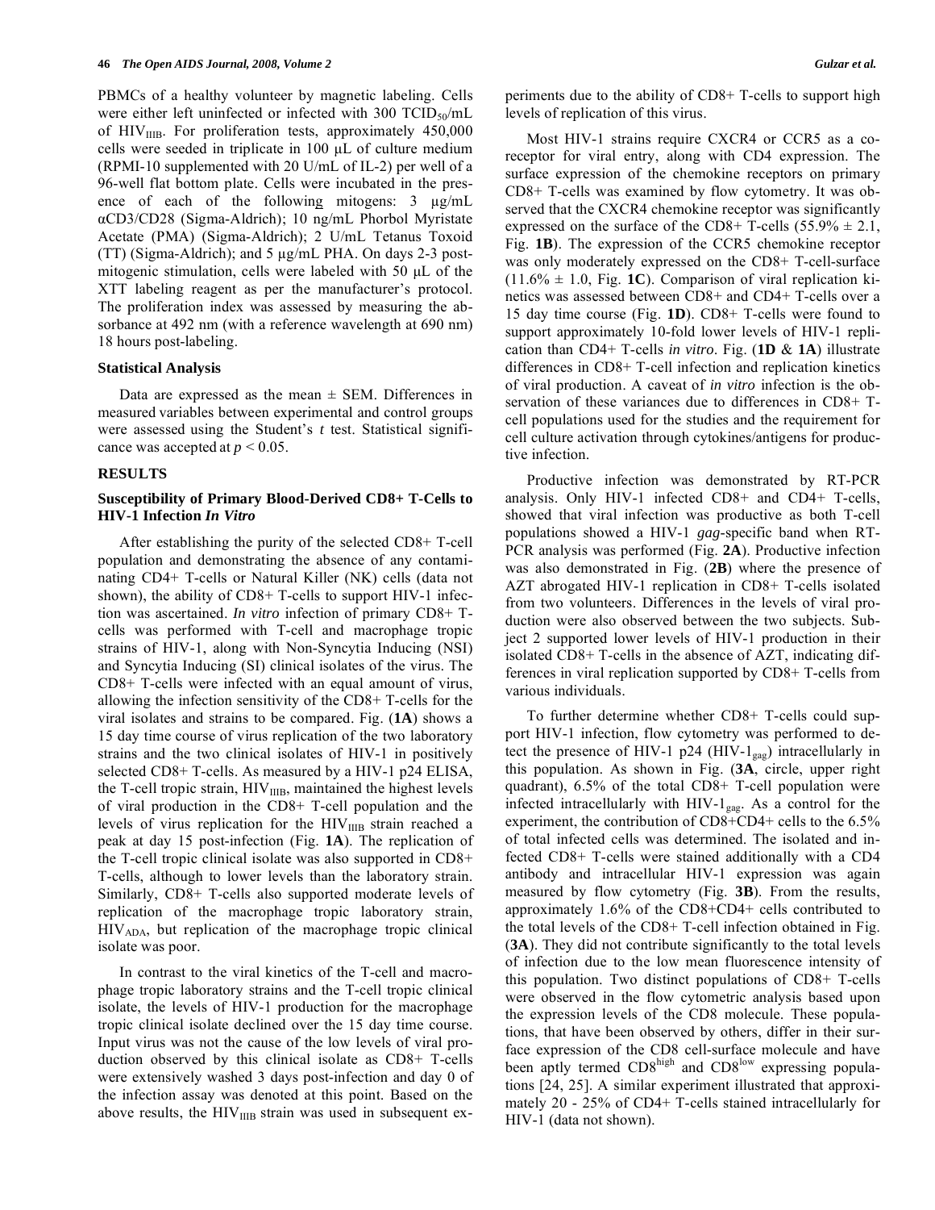PBMCs of a healthy volunteer by magnetic labeling. Cells were either left uninfected or infected with 300 $TCID_{50}$/mL of $HIV_{IIIB}$. For proliferation tests, approximately 450,000 cells were seeded in triplicate in 100 μL of culture medium (RPMI-10 supplemented with 20 U/mL of IL-2) per well of a 96-well flat bottom plate. Cells were incubated in the presence of each of the following mitogens: 3 μg/mL αCD3/CD28 (Sigma-Aldrich); 10 ng/mL Phorbol Myristate Acetate (PMA) (Sigma-Aldrich); 2 U/mL Tetanus Toxoid (TT) (Sigma-Aldrich); and 5 μg/mL PHA. On days 2-3 post-mitogenic stimulation, cells were labeled with 50 μL of the XTT labeling reagent as per the manufacturer's protocol. The proliferation index was assessed by measuring the absorbance at 492 nm (with a reference wavelength at 690 nm) 18 hours post-labeling.

### Statistical Analysis

Data are expressed as the mean ± SEM. Differences in measured variables between experimental and control groups were assessed using the Student's *t* test. Statistical significance was accepted at $p < 0.05$.

## RESULTS

### Susceptibility of Primary Blood-Derived CD8+ T-Cells to HIV-1 Infection *In Vitro*

After establishing the purity of the selected CD8+ T-cell population and demonstrating the absence of any contaminating CD4+ T-cells or Natural Killer (NK) cells (data not shown), the ability of CD8+ T-cells to support HIV-1 infection was ascertained. *In vitro* infection of primary CD8+ T-cells was performed with T-cell and macrophage tropic strains of HIV-1, along with Non-Syncytia Inducing (NSI) and Syncytia Inducing (SI) clinical isolates of the virus. The CD8+ T-cells were infected with an equal amount of virus, allowing the infection sensitivity of the CD8+ T-cells for the viral isolates and strains to be compared. Fig. (**1A**) shows a 15 day time course of virus replication of the two laboratory strains and the two clinical isolates of HIV-1 in positively selected CD8+ T-cells. As measured by a HIV-1 p24 ELISA, the T-cell tropic strain, $HIV_{IIIB}$, maintained the highest levels of viral production in the CD8+ T-cell population and the levels of virus replication for the $HIV_{IIIB}$ strain reached a peak at day 15 post-infection (Fig. **1A**). The replication of the T-cell tropic clinical isolate was also supported in CD8+ T-cells, although to lower levels than the laboratory strain. Similarly, CD8+ T-cells also supported moderate levels of replication of the macrophage tropic laboratory strain, $HIV_{ADA}$, but replication of the macrophage tropic clinical isolate was poor.

In contrast to the viral kinetics of the T-cell and macrophage tropic laboratory strains and the T-cell tropic clinical isolate, the levels of HIV-1 production for the macrophage tropic clinical isolate declined over the 15 day time course. Input virus was not the cause of the low levels of viral production observed by this clinical isolate as CD8+ T-cells were extensively washed 3 days post-infection and day 0 of the infection assay was denoted at this point. Based on the above results, the $HIV_{IIIB}$ strain was used in subsequent experiments due to the ability of CD8+ T-cells to support high levels of replication of this virus.

Most HIV-1 strains require CXCR4 or CCR5 as a co-receptor for viral entry, along with CD4 expression. The surface expression of the chemokine receptors on primary CD8+ T-cells was examined by flow cytometry. It was observed that the CXCR4 chemokine receptor was significantly expressed on the surface of the CD8+ T-cells (55.9% ± 2.1, Fig. **1B**). The expression of the CCR5 chemokine receptor was only moderately expressed on the CD8+ T-cell-surface (11.6% ± 1.0, Fig. **1C**). Comparison of viral replication kinetics was assessed between CD8+ and CD4+ T-cells over a 15 day time course (Fig. **1D**). CD8+ T-cells were found to support approximately 10-fold lower levels of HIV-1 replication than CD4+ T-cells *in vitro*. Fig. (**1D** & **1A**) illustrate differences in CD8+ T-cell infection and replication kinetics of viral production. A caveat of *in vitro* infection is the observation of these variances due to differences in CD8+ T-cell populations used for the studies and the requirement for cell culture activation through cytokines/antigens for productive infection.

Productive infection was demonstrated by RT-PCR analysis. Only HIV-1 infected CD8+ and CD4+ T-cells, showed that viral infection was productive as both T-cell populations showed a HIV-1 *gag*-specific band when RT-PCR analysis was performed (Fig. **2A**). Productive infection was also demonstrated in Fig. (**2B**) where the presence of AZT abrogated HIV-1 replication in CD8+ T-cells isolated from two volunteers. Differences in the levels of viral production were also observed between the two subjects. Subject 2 supported lower levels of HIV-1 production in their isolated CD8+ T-cells in the absence of AZT, indicating differences in viral replication supported by CD8+ T-cells from various individuals.

To further determine whether CD8+ T-cells could support HIV-1 infection, flow cytometry was performed to detect the presence of HIV-1 p24 (HIV-$1_{gag}$) intracellularly in this population. As shown in Fig. (**3A**, circle, upper right quadrant), 6.5% of the total CD8+ T-cell population were infected intracellularly with HIV-$1_{gag}$. As a control for the experiment, the contribution of CD8+CD4+ cells to the 6.5% of total infected cells was determined. The isolated and infected CD8+ T-cells were stained additionally with a CD4 antibody and intracellular HIV-1 expression was again measured by flow cytometry (Fig. **3B**). From the results, approximately 1.6% of the CD8+CD4+ cells contributed to the total levels of the CD8+ T-cell infection obtained in Fig. (**3A**). They did not contribute significantly to the total levels of infection due to the low mean fluorescence intensity of this population. Two distinct populations of CD8+ T-cells were observed in the flow cytometric analysis based upon the expression levels of the CD8 molecule. These populations, that have been observed by others, differ in their surface expression of the CD8 cell-surface molecule and have been aptly termed $CD8^{high}$ and $CD8^{low}$ expressing populations [24, 25]. A similar experiment illustrated that approximately 20 - 25% of CD4+ T-cells stained intracellularly for HIV-1 (data not shown).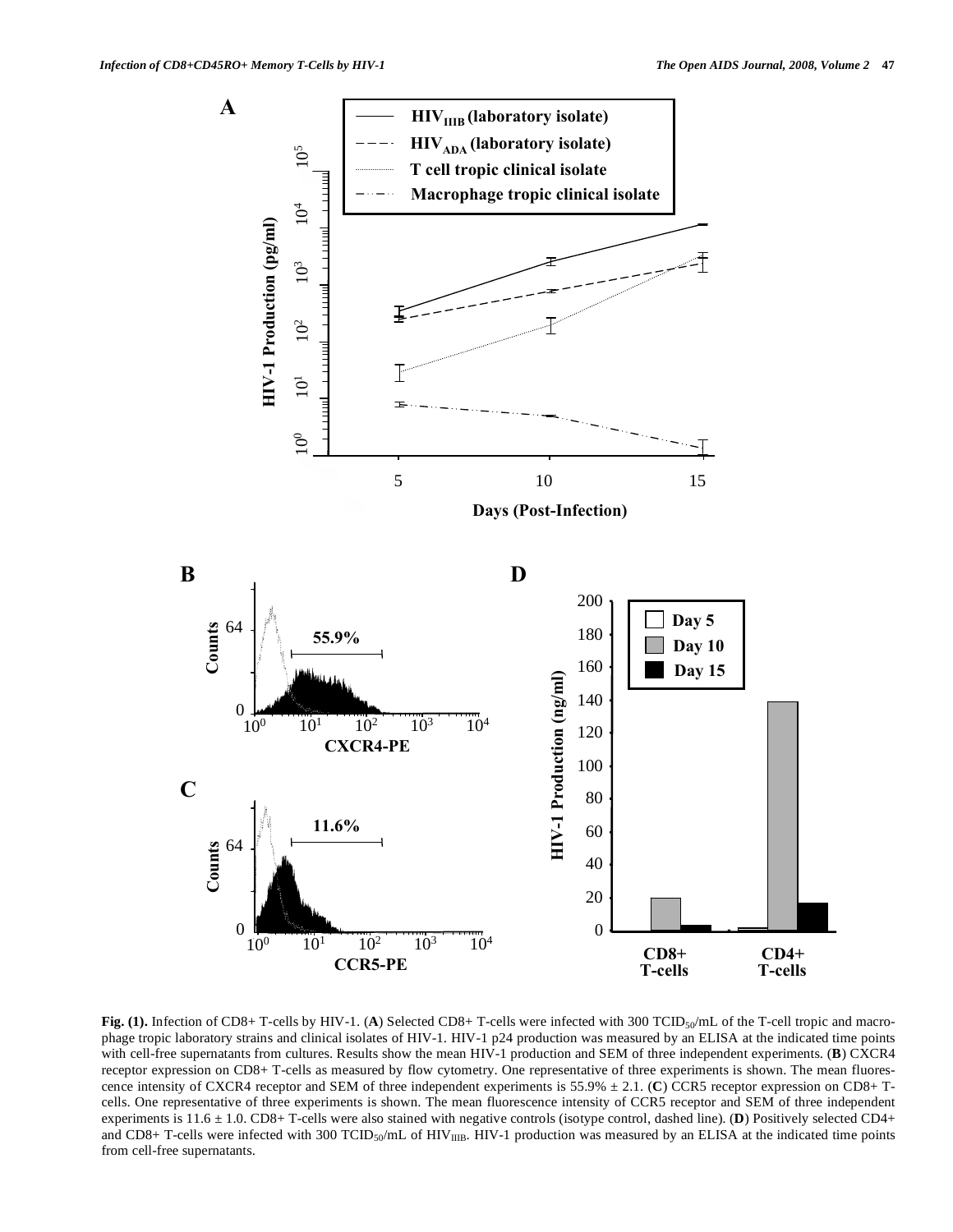**Fig. (1).** Infection of CD8+ T-cells by HIV-1. (**A**) Selected CD8+ T-cells were infected with 300 $TCID_{50}$/mL of the T-cell tropic and macrophage tropic laboratory strains and clinical isolates of HIV-1. HIV-1 p24 production was measured by an ELISA at the indicated time points with cell-free supernatants from cultures. Results show the mean HIV-1 production and SEM of three independent experiments. (**B**) CXCR4 receptor expression on CD8+ T-cells as measured by flow cytometry. One representative of three experiments is shown. The mean fluorescence intensity of CXCR4 receptor and SEM of three independent experiments is 55.9% ± 2.1. (**C**) CCR5 receptor expression on CD8+ T-cells. One representative of three experiments is shown. The mean fluorescence intensity of CCR5 receptor and SEM of three independent experiments is 11.6 ± 1.0. CD8+ T-cells were also stained with negative controls (isotype control, dashed line). (**D**) Positively selected CD4+ and CD8+ T-cells were infected with 300 $TCID_{50}$/mL of $HIV_{IIIB}$. HIV-1 production was measured by an ELISA at the indicated time points from cell-free supernatants.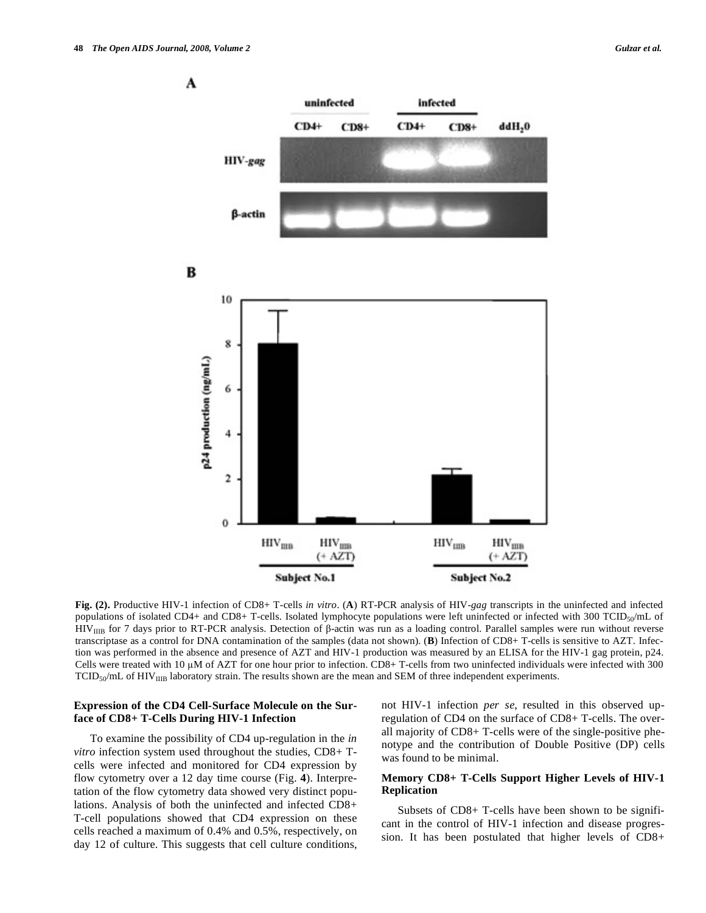**Fig. (2).** Productive HIV-1 infection of CD8+ T-cells *in vitro*. (**A**) RT-PCR analysis of HIV-*gag* transcripts in the uninfected and infected populations of isolated CD4+ and CD8+ T-cells. Isolated lymphocyte populations were left uninfected or infected with 300 $TCID_{50}$/mL of $HIV_{IIIB}$ for 7 days prior to RT-PCR analysis. Detection of β-actin was run as a loading control. Parallel samples were run without reverse transcriptase as a control for DNA contamination of the samples (data not shown). (**B**) Infection of CD8+ T-cells is sensitive to AZT. Infection was performed in the absence and presence of AZT and HIV-1 production was measured by an ELISA for the HIV-1 gag protein, p24. Cells were treated with 10 μM of AZT for one hour prior to infection. CD8+ T-cells from two uninfected individuals were infected with 300 $TCID_{50}$/mL of $HIV_{IIIB}$ laboratory strain. The results shown are the mean and SEM of three independent experiments.

### Expression of the CD4 Cell-Surface Molecule on the Surface of CD8+ T-Cells During HIV-1 Infection

To examine the possibility of CD4 up-regulation in the *in vitro* infection system used throughout the studies, CD8+ T-cells were infected and monitored for CD4 expression by flow cytometry over a 12 day time course (Fig. **4**). Interpretation of the flow cytometry data showed very distinct populations. Analysis of both the uninfected and infected CD8+ T-cell populations showed that CD4 expression on these cells reached a maximum of 0.4% and 0.5%, respectively, on day 12 of culture. This suggests that cell culture conditions, not HIV-1 infection *per se*, resulted in this observed up-regulation of CD4 on the surface of CD8+ T-cells. The overall majority of CD8+ T-cells were of the single-positive phenotype and the contribution of Double Positive (DP) cells was found to be minimal.

### Memory CD8+ T-Cells Support Higher Levels of HIV-1 Replication

Subsets of CD8+ T-cells have been shown to be significant in the control of HIV-1 infection and disease progression. It has been postulated that higher levels of CD8+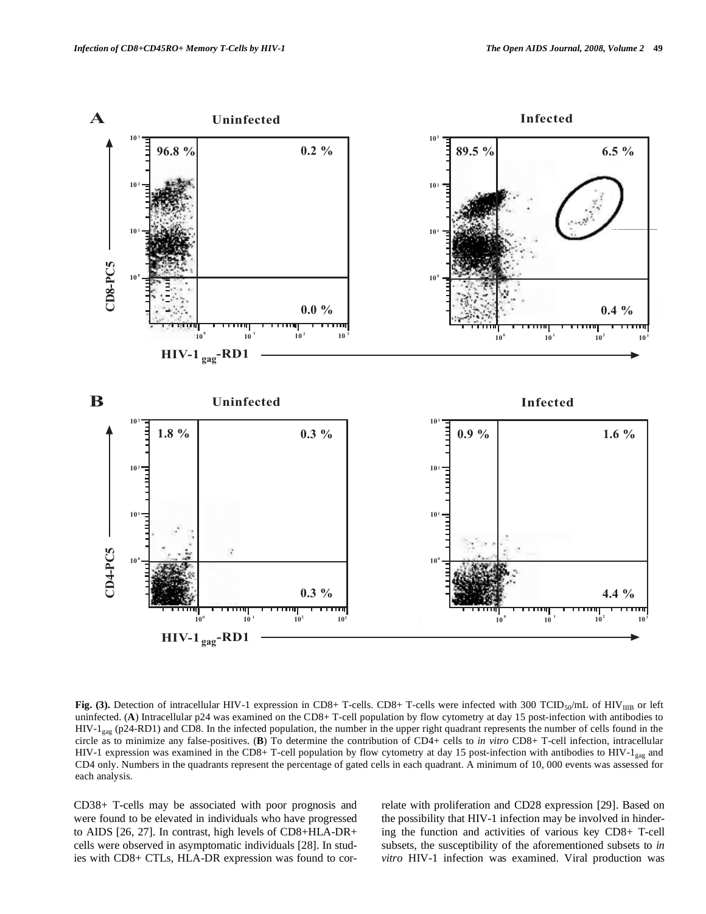**Fig. (3).** Detection of intracellular HIV-1 expression in CD8+ T-cells. CD8+ T-cells were infected with 300 $TCID_{50}$/mL of $HIV_{IIIB}$ or left uninfected. (**A**) Intracellular p24 was examined on the CD8+ T-cell population by flow cytometry at day 15 post-infection with antibodies to $HIV\text{-}1_{gag}$ (p24-RD1) and CD8. In the infected population, the number in the upper right quadrant represents the number of cells found in the circle as to minimize any false-positives. (**B**) To determine the contribution of CD4+ cells to *in vitro* CD8+ T-cell infection, intracellular HIV-1 expression was examined in the CD8+ T-cell population by flow cytometry at day 15 post-infection with antibodies to $HIV\text{-}1_{gag}$ and CD4 only. Numbers in the quadrants represent the percentage of gated cells in each quadrant. A minimum of 10, 000 events was assessed for each analysis.

CD38+ T-cells may be associated with poor prognosis and were found to be elevated in individuals who have progressed to AIDS [26, 27]. In contrast, high levels of CD8+HLA-DR+ cells were observed in asymptomatic individuals [28]. In studies with CD8+ CTLs, HLA-DR expression was found to correlate with proliferation and CD28 expression [29]. Based on the possibility that HIV-1 infection may be involved in hindering the function and activities of various key CD8+ T-cell subsets, the susceptibility of the aforementioned subsets to *in vitro* HIV-1 infection was examined. Viral production was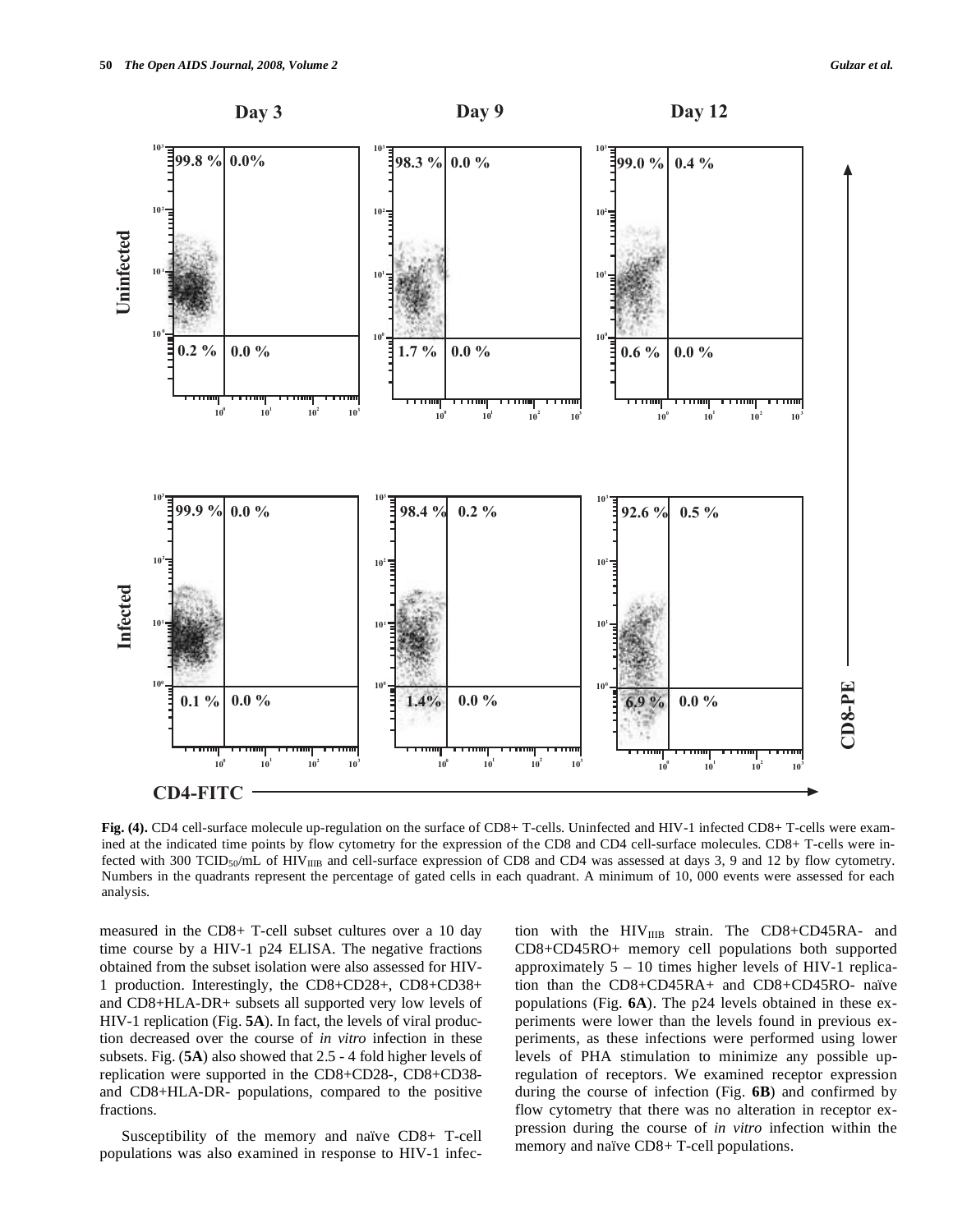**Fig. (4).** CD4 cell-surface molecule up-regulation on the surface of CD8+ T-cells. Uninfected and HIV-1 infected CD8+ T-cells were examined at the indicated time points by flow cytometry for the expression of the CD8 and CD4 cell-surface molecules. CD8+ T-cells were infected with 300 $TCID_{50}$/mL of $HIV_{IIIB}$ and cell-surface expression of CD8 and CD4 was assessed at days 3, 9 and 12 by flow cytometry. Numbers in the quadrants represent the percentage of gated cells in each quadrant. A minimum of 10, 000 events were assessed for each analysis.

measured in the CD8+ T-cell subset cultures over a 10 day time course by a HIV-1 p24 ELISA. The negative fractions obtained from the subset isolation were also assessed for HIV-1 production. Interestingly, the CD8+CD28+, CD8+CD38+ and CD8+HLA-DR+ subsets all supported very low levels of HIV-1 replication (Fig. **5A**). In fact, the levels of viral production decreased over the course of *in vitro* infection in these subsets. Fig. (**5A**) also showed that 2.5 - 4 fold higher levels of replication were supported in the CD8+CD28-, CD8+CD38- and CD8+HLA-DR- populations, compared to the positive fractions.

Susceptibility of the memory and naïve CD8+ T-cell populations was also examined in response to HIV-1 infection with the $HIV_{IIIB}$ strain. The CD8+CD45RA- and CD8+CD45RO+ memory cell populations both supported approximately 5 – 10 times higher levels of HIV-1 replication than the CD8+CD45RA+ and CD8+CD45RO- naïve populations (Fig. **6A**). The p24 levels obtained in these experiments were lower than the levels found in previous experiments, as these infections were performed using lower levels of PHA stimulation to minimize any possible up-regulation of receptors. We examined receptor expression during the course of infection (Fig. **6B**) and confirmed by flow cytometry that there was no alteration in receptor expression during the course of *in vitro* infection within the memory and naïve CD8+ T-cell populations.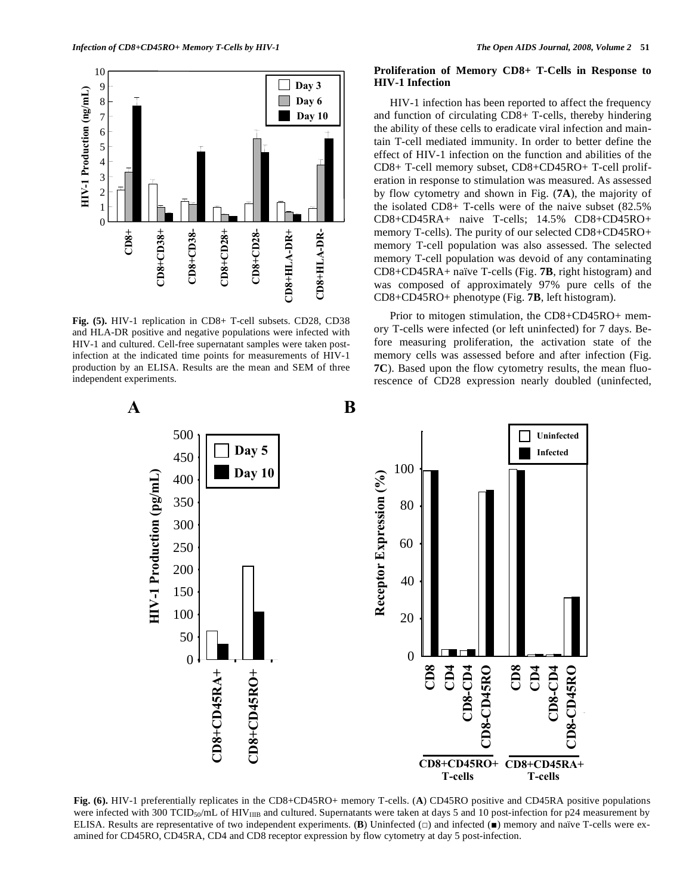Fig. (5). HIV-1 replication in CD8+ T-cell subsets. CD28, CD38 and HLA-DR positive and negative populations were infected with HIV-1 and cultured. Cell-free supernatant samples were taken post-infection at the indicated time points for measurements of HIV-1 production by an ELISA. Results are the mean and SEM of three independent experiments.

### Proliferation of Memory CD8+ T-Cells in Response to HIV-1 Infection

HIV-1 infection has been reported to affect the frequency and function of circulating CD8+ T-cells, thereby hindering the ability of these cells to eradicate viral infection and maintain T-cell mediated immunity. In order to better define the effect of HIV-1 infection on the function and abilities of the CD8+ T-cell memory subset, CD8+CD45RO+ T-cell proliferation in response to stimulation was measured. As assessed by flow cytometry and shown in Fig. (**7A**), the majority of the isolated CD8+ T-cells were of the naive subset (82.5% CD8+CD45RA+ naive T-cells; 14.5% CD8+CD45RO+ memory T-cells). The purity of our selected CD8+CD45RO+ memory T-cell population was also assessed. The selected memory T-cell population was devoid of any contaminating CD8+CD45RA+ naïve T-cells (Fig. **7B**, right histogram) and was composed of approximately 97% pure cells of the CD8+CD45RO+ phenotype (Fig. **7B**, left histogram).

Prior to mitogen stimulation, the CD8+CD45RO+ memory T-cells were infected (or left uninfected) for 7 days. Before measuring proliferation, the activation state of the memory cells was assessed before and after infection (Fig. **7C**). Based upon the flow cytometry results, the mean fluorescence of CD28 expression nearly doubled (uninfected,

Fig. (6). HIV-1 preferentially replicates in the CD8+CD45RO+ memory T-cells. (**A**) CD45RO positive and CD45RA positive populations were infected with 300 $TCID_{50}$/mL of $HIV_{IIIB}$ and cultured. Supernatants were taken at days 5 and 10 post-infection for p24 measurement by ELISA. Results are representative of two independent experiments. (**B**) Uninfected (□) and infected (■) memory and naïve T-cells were examined for CD45RO, CD45RA, CD4 and CD8 receptor expression by flow cytometry at day 5 post-infection.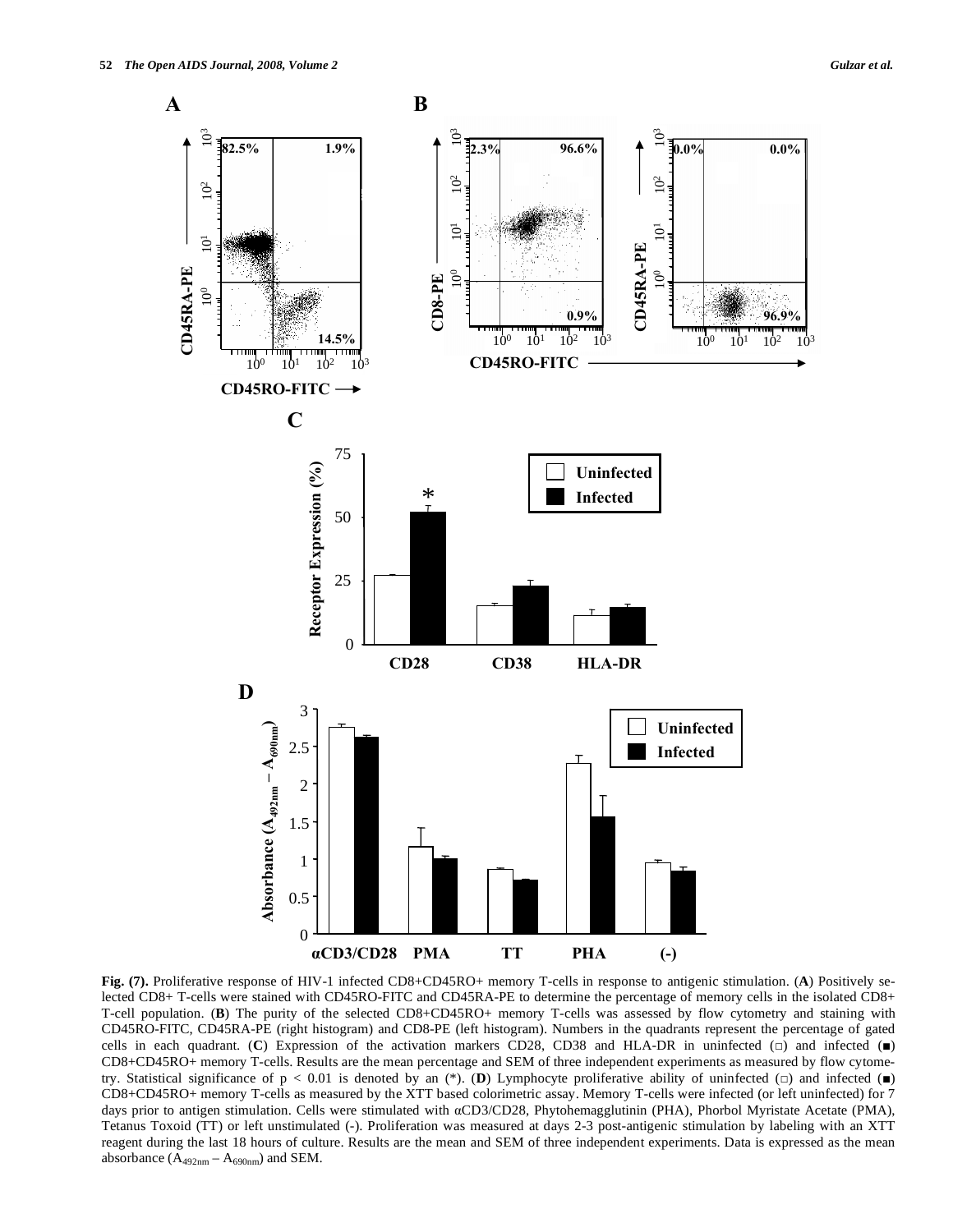**Fig. (7).** Proliferative response of HIV-1 infected CD8+CD45RO+ memory T-cells in response to antigenic stimulation. (**A**) Positively selected CD8+ T-cells were stained with CD45RO-FITC and CD45RA-PE to determine the percentage of memory cells in the isolated CD8+ T-cell population. (**B**) The purity of the selected CD8+CD45RO+ memory T-cells was assessed by flow cytometry and staining with CD45RO-FITC, CD45RA-PE (right histogram) and CD8-PE (left histogram). Numbers in the quadrants represent the percentage of gated cells in each quadrant. (**C**) Expression of the activation markers CD28, CD38 and HLA-DR in uninfected (□) and infected (■) CD8+CD45RO+ memory T-cells. Results are the mean percentage and SEM of three independent experiments as measured by flow cytometry. Statistical significance of $p < 0.01$ is denoted by an (*). (**D**) Lymphocyte proliferative ability of uninfected (□) and infected (■) CD8+CD45RO+ memory T-cells as measured by the XTT based colorimetric assay. Memory T-cells were infected (or left uninfected) for 7 days prior to antigen stimulation. Cells were stimulated with αCD3/CD28, Phytohemagglutinin (PHA), Phorbol Myristate Acetate (PMA), Tetanus Toxoid (TT) or left unstimulated (-). Proliferation was measured at days 2-3 post-antigenic stimulation by labeling with an XTT reagent during the last 18 hours of culture. Results are the mean and SEM of three independent experiments. Data is expressed as the mean absorbance ($A_{492nm} - A_{690nm}$) and SEM.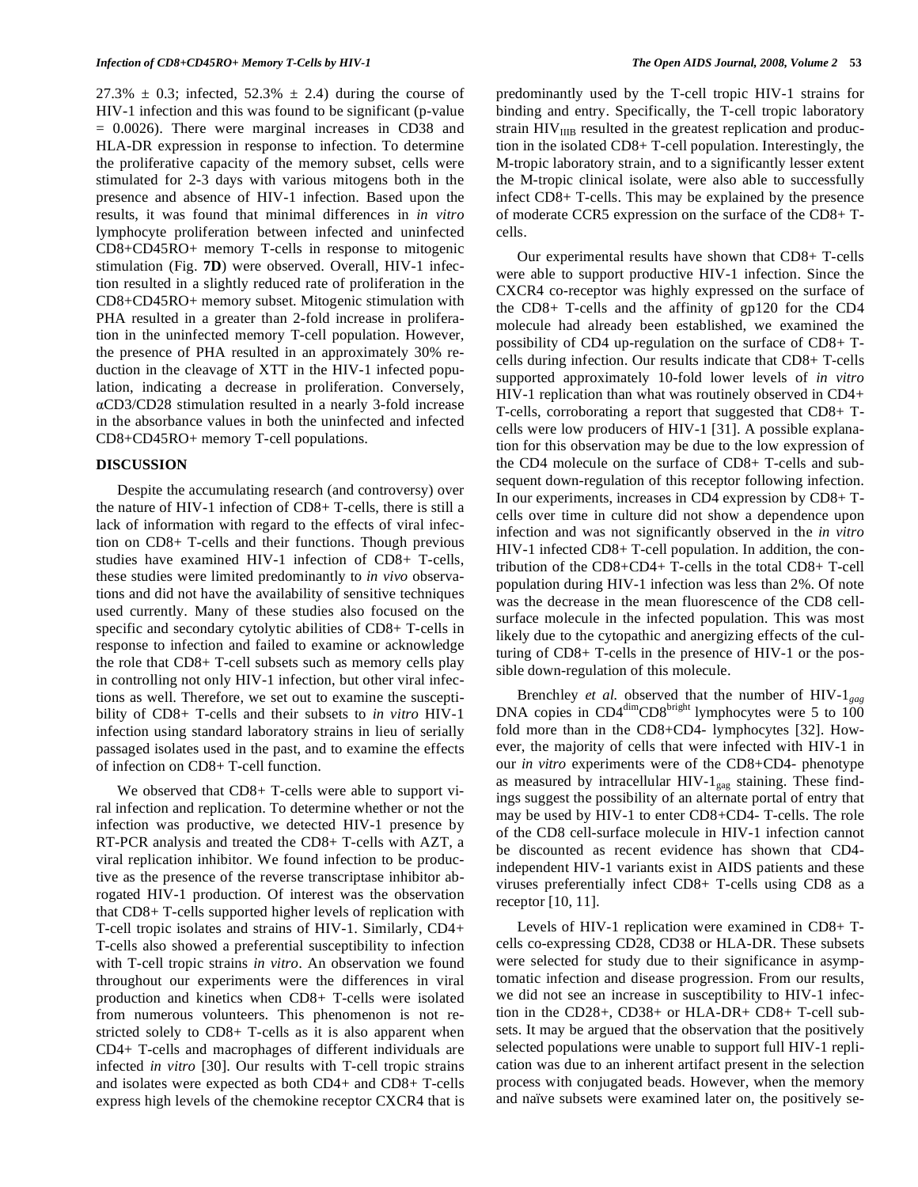27.3% ± 0.3; infected, 52.3% ± 2.4) during the course of HIV-1 infection and this was found to be significant (p-value = 0.0026). There were marginal increases in CD38 and HLA-DR expression in response to infection. To determine the proliferative capacity of the memory subset, cells were stimulated for 2-3 days with various mitogens both in the presence and absence of HIV-1 infection. Based upon the results, it was found that minimal differences in *in vitro* lymphocyte proliferation between infected and uninfected CD8+CD45RO+ memory T-cells in response to mitogenic stimulation (Fig. **7D**) were observed. Overall, HIV-1 infection resulted in a slightly reduced rate of proliferation in the CD8+CD45RO+ memory subset. Mitogenic stimulation with PHA resulted in a greater than 2-fold increase in proliferation in the uninfected memory T-cell population. However, the presence of PHA resulted in an approximately 30% reduction in the cleavage of XTT in the HIV-1 infected population, indicating a decrease in proliferation. Conversely, αCD3/CD28 stimulation resulted in a nearly 3-fold increase in the absorbance values in both the uninfected and infected CD8+CD45RO+ memory T-cell populations.

## DISCUSSION

Despite the accumulating research (and controversy) over the nature of HIV-1 infection of CD8+ T-cells, there is still a lack of information with regard to the effects of viral infection on CD8+ T-cells and their functions. Though previous studies have examined HIV-1 infection of CD8+ T-cells, these studies were limited predominantly to *in vivo* observations and did not have the availability of sensitive techniques used currently. Many of these studies also focused on the specific and secondary cytolytic abilities of CD8+ T-cells in response to infection and failed to examine or acknowledge the role that CD8+ T-cell subsets such as memory cells play in controlling not only HIV-1 infection, but other viral infections as well. Therefore, we set out to examine the susceptibility of CD8+ T-cells and their subsets to *in vitro* HIV-1 infection using standard laboratory strains in lieu of serially passaged isolates used in the past, and to examine the effects of infection on CD8+ T-cell function.

We observed that CD8+ T-cells were able to support viral infection and replication. To determine whether or not the infection was productive, we detected HIV-1 presence by RT-PCR analysis and treated the CD8+ T-cells with AZT, a viral replication inhibitor. We found infection to be productive as the presence of the reverse transcriptase inhibitor abrogated HIV-1 production. Of interest was the observation that CD8+ T-cells supported higher levels of replication with T-cell tropic isolates and strains of HIV-1. Similarly, CD4+ T-cells also showed a preferential susceptibility to infection with T-cell tropic strains *in vitro*. An observation we found throughout our experiments were the differences in viral production and kinetics when CD8+ T-cells were isolated from numerous volunteers. This phenomenon is not restricted solely to CD8+ T-cells as it is also apparent when CD4+ T-cells and macrophages of different individuals are infected *in vitro* [30]. Our results with T-cell tropic strains and isolates were expected as both CD4+ and CD8+ T-cells express high levels of the chemokine receptor CXCR4 that is predominantly used by the T-cell tropic HIV-1 strains for binding and entry. Specifically, the T-cell tropic laboratory strain $HIV_{IIIB}$ resulted in the greatest replication and production in the isolated CD8+ T-cell population. Interestingly, the M-tropic laboratory strain, and to a significantly lesser extent the M-tropic clinical isolate, were also able to successfully infect CD8+ T-cells. This may be explained by the presence of moderate CCR5 expression on the surface of the CD8+ T-cells.

Our experimental results have shown that CD8+ T-cells were able to support productive HIV-1 infection. Since the CXCR4 co-receptor was highly expressed on the surface of the CD8+ T-cells and the affinity of gp120 for the CD4 molecule had already been established, we examined the possibility of CD4 up-regulation on the surface of CD8+ T-cells during infection. Our results indicate that CD8+ T-cells supported approximately 10-fold lower levels of *in vitro* HIV-1 replication than what was routinely observed in CD4+ T-cells, corroborating a report that suggested that CD8+ T-cells were low producers of HIV-1 [31]. A possible explanation for this observation may be due to the low expression of the CD4 molecule on the surface of CD8+ T-cells and subsequent down-regulation of this receptor following infection. In our experiments, increases in CD4 expression by CD8+ T-cells over time in culture did not show a dependence upon infection and was not significantly observed in the *in vitro* HIV-1 infected CD8+ T-cell population. In addition, the contribution of the CD8+CD4+ T-cells in the total CD8+ T-cell population during HIV-1 infection was less than 2%. Of note was the decrease in the mean fluorescence of the CD8 cell-surface molecule in the infected population. This was most likely due to the cytopathic and anergizing effects of the culturing of CD8+ T-cells in the presence of HIV-1 or the possible down-regulation of this molecule.

Brenchley *et al.* observed that the number of HIV-$1_{gag}$ DNA copies in $CD4^{dim}CD8^{bright}$ lymphocytes were 5 to 100 fold more than in the CD8+CD4- lymphocytes [32]. However, the majority of cells that were infected with HIV-1 in our *in vitro* experiments were of the CD8+CD4- phenotype as measured by intracellular HIV-$1_{gag}$ staining. These findings suggest the possibility of an alternate portal of entry that may be used by HIV-1 to enter CD8+CD4- T-cells. The role of the CD8 cell-surface molecule in HIV-1 infection cannot be discounted as recent evidence has shown that CD4-independent HIV-1 variants exist in AIDS patients and these viruses preferentially infect CD8+ T-cells using CD8 as a receptor [10, 11].

Levels of HIV-1 replication were examined in CD8+ T-cells co-expressing CD28, CD38 or HLA-DR. These subsets were selected for study due to their significance in asymptomatic infection and disease progression. From our results, we did not see an increase in susceptibility to HIV-1 infection in the CD28+, CD38+ or HLA-DR+ CD8+ T-cell subsets. It may be argued that the observation that the positively selected populations were unable to support full HIV-1 replication was due to an inherent artifact present in the selection process with conjugated beads. However, when the memory and naïve subsets were examined later on, the positively se-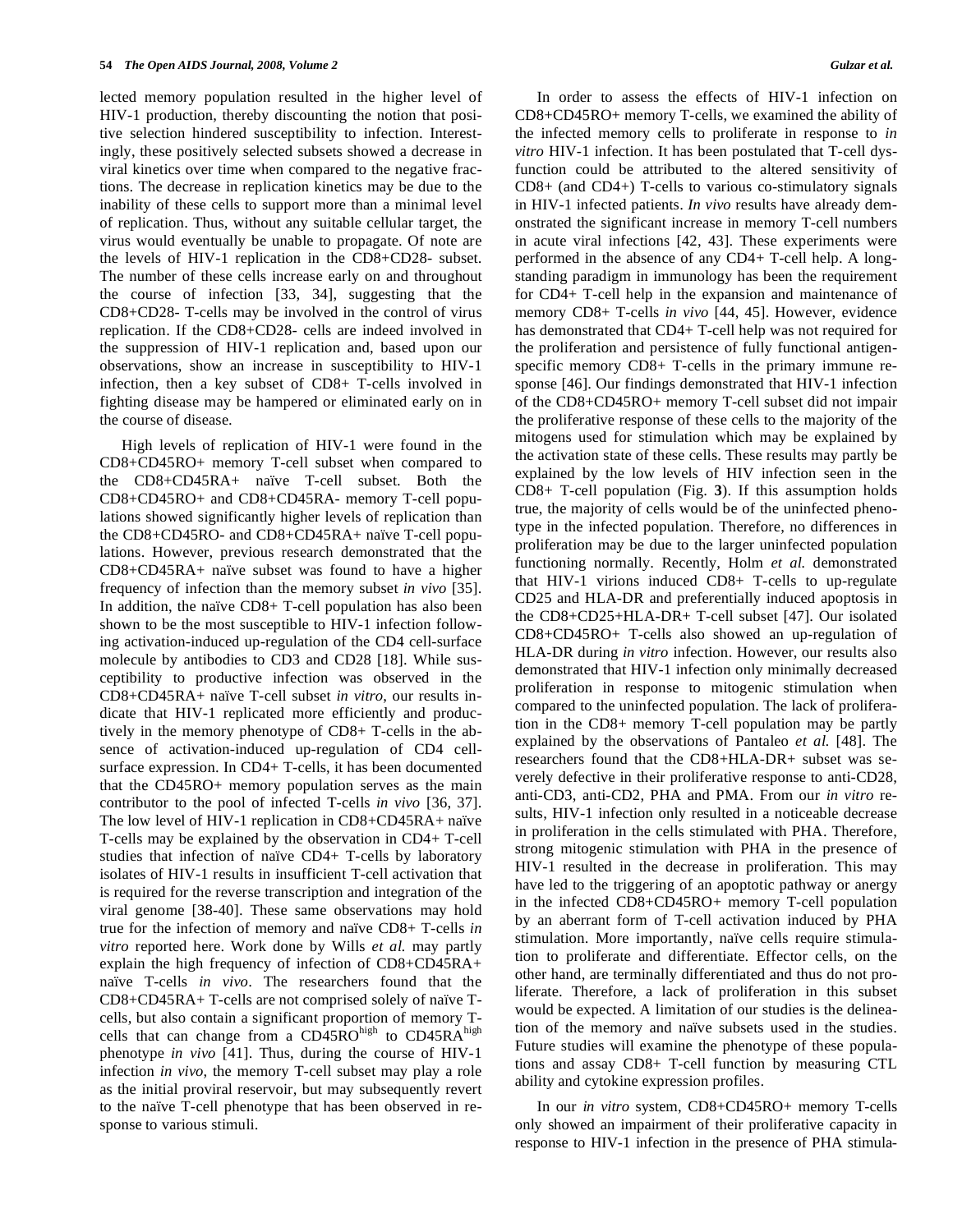lected memory population resulted in the higher level of HIV-1 production, thereby discounting the notion that positive selection hindered susceptibility to infection. Interestingly, these positively selected subsets showed a decrease in viral kinetics over time when compared to the negative fractions. The decrease in replication kinetics may be due to the inability of these cells to support more than a minimal level of replication. Thus, without any suitable cellular target, the virus would eventually be unable to propagate. Of note are the levels of HIV-1 replication in the CD8+CD28- subset. The number of these cells increase early on and throughout the course of infection [33, 34], suggesting that the CD8+CD28- T-cells may be involved in the control of virus replication. If the CD8+CD28- cells are indeed involved in the suppression of HIV-1 replication and, based upon our observations, show an increase in susceptibility to HIV-1 infection, then a key subset of CD8+ T-cells involved in fighting disease may be hampered or eliminated early on in the course of disease.

High levels of replication of HIV-1 were found in the CD8+CD45RO+ memory T-cell subset when compared to the CD8+CD45RA+ naïve T-cell subset. Both the CD8+CD45RO+ and CD8+CD45RA- memory T-cell populations showed significantly higher levels of replication than the CD8+CD45RO- and CD8+CD45RA+ naïve T-cell populations. However, previous research demonstrated that the CD8+CD45RA+ naïve subset was found to have a higher frequency of infection than the memory subset *in vivo* [35]. In addition, the naïve CD8+ T-cell population has also been shown to be the most susceptible to HIV-1 infection following activation-induced up-regulation of the CD4 cell-surface molecule by antibodies to CD3 and CD28 [18]. While susceptibility to productive infection was observed in the CD8+CD45RA+ naïve T-cell subset *in vitro*, our results indicate that HIV-1 replicated more efficiently and productively in the memory phenotype of CD8+ T-cells in the absence of activation-induced up-regulation of CD4 cell-surface expression. In CD4+ T-cells, it has been documented that the CD45RO+ memory population serves as the main contributor to the pool of infected T-cells *in vivo* [36, 37]. The low level of HIV-1 replication in CD8+CD45RA+ naïve T-cells may be explained by the observation in CD4+ T-cell studies that infection of naïve CD4+ T-cells by laboratory isolates of HIV-1 results in insufficient T-cell activation that is required for the reverse transcription and integration of the viral genome [38-40]. These same observations may hold true for the infection of memory and naïve CD8+ T-cells *in vitro* reported here. Work done by Wills *et al.* may partly explain the high frequency of infection of CD8+CD45RA+ naïve T-cells *in vivo*. The researchers found that the CD8+CD45RA+ T-cells are not comprised solely of naïve T-cells, but also contain a significant proportion of memory T-cells that can change from a CD45RO$^{high}$ to CD45RA$^{high}$ phenotype *in vivo* [41]. Thus, during the course of HIV-1 infection *in vivo*, the memory T-cell subset may play a role as the initial proviral reservoir, but may subsequently revert to the naïve T-cell phenotype that has been observed in response to various stimuli.

In order to assess the effects of HIV-1 infection on CD8+CD45RO+ memory T-cells, we examined the ability of the infected memory cells to proliferate in response to *in vitro* HIV-1 infection. It has been postulated that T-cell dysfunction could be attributed to the altered sensitivity of CD8+ (and CD4+) T-cells to various co-stimulatory signals in HIV-1 infected patients. *In vivo* results have already demonstrated the significant increase in memory T-cell numbers in acute viral infections [42, 43]. These experiments were performed in the absence of any CD4+ T-cell help. A long-standing paradigm in immunology has been the requirement for CD4+ T-cell help in the expansion and maintenance of memory CD8+ T-cells *in vivo* [44, 45]. However, evidence has demonstrated that CD4+ T-cell help was not required for the proliferation and persistence of fully functional antigen-specific memory CD8+ T-cells in the primary immune response [46]. Our findings demonstrated that HIV-1 infection of the CD8+CD45RO+ memory T-cell subset did not impair the proliferative response of these cells to the majority of the mitogens used for stimulation which may be explained by the activation state of these cells. These results may partly be explained by the low levels of HIV infection seen in the CD8+ T-cell population (Fig. **3**). If this assumption holds true, the majority of cells would be of the uninfected phenotype in the infected population. Therefore, no differences in proliferation may be due to the larger uninfected population functioning normally. Recently, Holm *et al.* demonstrated that HIV-1 virions induced CD8+ T-cells to up-regulate CD25 and HLA-DR and preferentially induced apoptosis in the CD8+CD25+HLA-DR+ T-cell subset [47]. Our isolated CD8+CD45RO+ T-cells also showed an up-regulation of HLA-DR during *in vitro* infection. However, our results also demonstrated that HIV-1 infection only minimally decreased proliferation in response to mitogenic stimulation when compared to the uninfected population. The lack of proliferation in the CD8+ memory T-cell population may be partly explained by the observations of Pantaleo *et al.* [48]. The researchers found that the CD8+HLA-DR+ subset was severely defective in their proliferative response to anti-CD28, anti-CD3, anti-CD2, PHA and PMA. From our *in vitro* results, HIV-1 infection only resulted in a noticeable decrease in proliferation in the cells stimulated with PHA. Therefore, strong mitogenic stimulation with PHA in the presence of HIV-1 resulted in the decrease in proliferation. This may have led to the triggering of an apoptotic pathway or anergy in the infected CD8+CD45RO+ memory T-cell population by an aberrant form of T-cell activation induced by PHA stimulation. More importantly, naïve cells require stimulation to proliferate and differentiate. Effector cells, on the other hand, are terminally differentiated and thus do not proliferate. Therefore, a lack of proliferation in this subset would be expected. A limitation of our studies is the delineation of the memory and naïve subsets used in the studies. Future studies will examine the phenotype of these populations and assay CD8+ T-cell function by measuring CTL ability and cytokine expression profiles.

In our *in vitro* system, CD8+CD45RO+ memory T-cells only showed an impairment of their proliferative capacity in response to HIV-1 infection in the presence of PHA stimula-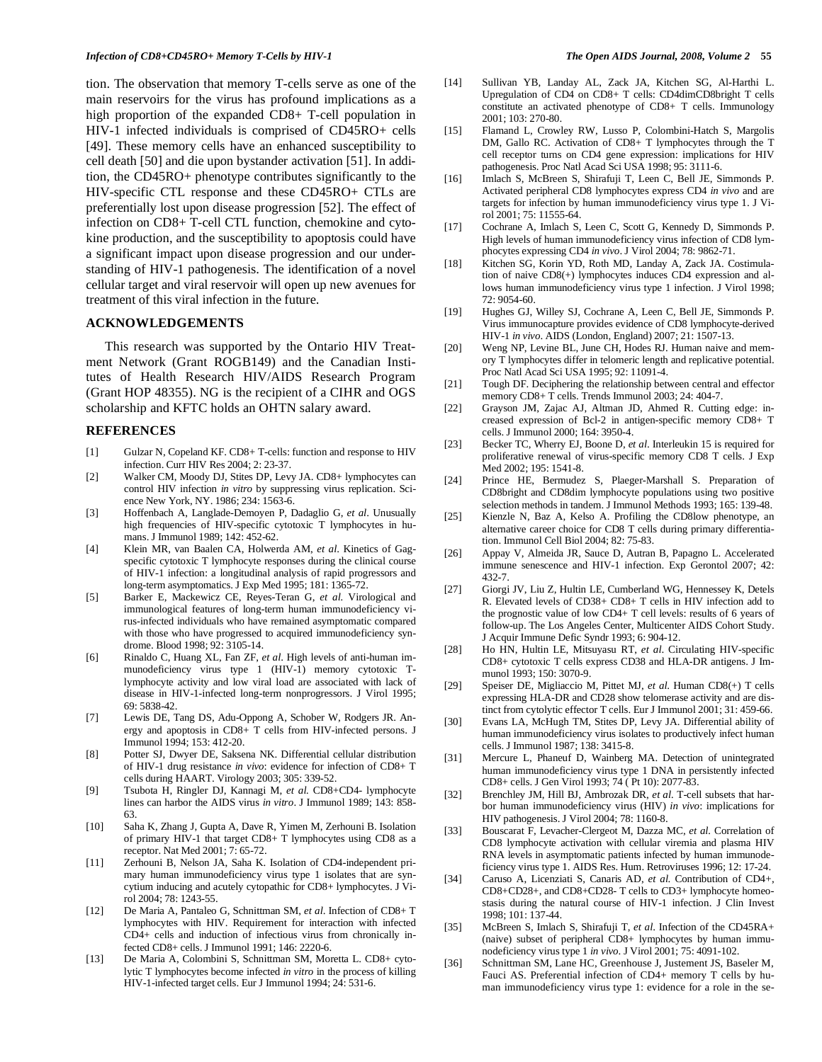tion. The observation that memory T-cells serve as one of the main reservoirs for the virus has profound implications as a high proportion of the expanded CD8+ T-cell population in HIV-1 infected individuals is comprised of CD45RO+ cells [49]. These memory cells have an enhanced susceptibility to cell death [50] and die upon bystander activation [51]. In addition, the CD45RO+ phenotype contributes significantly to the HIV-specific CTL response and these CD45RO+ CTLs are preferentially lost upon disease progression [52]. The effect of infection on CD8+ T-cell CTL function, chemokine and cytokine production, and the susceptibility to apoptosis could have a significant impact upon disease progression and our understanding of HIV-1 pathogenesis. The identification of a novel cellular target and viral reservoir will open up new avenues for treatment of this viral infection in the future.

## ACKNOWLEDGEMENTS

This research was supported by the Ontario HIV Treatment Network (Grant ROGB149) and the Canadian Institutes of Health Research HIV/AIDS Research Program (Grant HOP 48355). NG is the recipient of a CIHR and OGS scholarship and KFTC holds an OHTN salary award.

## REFERENCES

[1] Gulzar N, Copeland KF. CD8+ T-cells: function and response to HIV infection. Curr HIV Res 2004; 2: 23-37.

[2] Walker CM, Moody DJ, Stites DP, Levy JA. CD8+ lymphocytes can control HIV infection *in vitro* by suppressing virus replication. Science New York, NY. 1986; 234: 1563-6.

[3] Hoffenbach A, Langlade-Demoyen P, Dadaglio G, *et al*. Unusually high frequencies of HIV-specific cytotoxic T lymphocytes in humans. J Immunol 1989; 142: 452-62.

[4] Klein MR, van Baalen CA, Holwerda AM, *et al*. Kinetics of Gag-specific cytotoxic T lymphocyte responses during the clinical course of HIV-1 infection: a longitudinal analysis of rapid progressors and long-term asymptomatics. J Exp Med 1995; 181: 1365-72.

[5] Barker E, Mackewicz CE, Reyes-Teran G, *et al.* Virological and immunological features of long-term human immunodeficiency virus-infected individuals who have remained asymptomatic compared with those who have progressed to acquired immunodeficiency syndrome. Blood 1998; 92: 3105-14.

[6] Rinaldo C, Huang XL, Fan ZF, *et al*. High levels of anti-human immunodeficiency virus type 1 (HIV-1) memory cytotoxic T-lymphocyte activity and low viral load are associated with lack of disease in HIV-1-infected long-term nonprogressors. J Virol 1995; 69: 5838-42.

[7] Lewis DE, Tang DS, Adu-Oppong A, Schober W, Rodgers JR. Anergy and apoptosis in CD8+ T cells from HIV-infected persons. J Immunol 1994; 153: 412-20.

[8] Potter SJ, Dwyer DE, Saksena NK. Differential cellular distribution of HIV-1 drug resistance *in vivo*: evidence for infection of CD8+ T cells during HAART. Virology 2003; 305: 339-52.

[9] Tsubota H, Ringler DJ, Kannagi M, *et al.* CD8+CD4- lymphocyte lines can harbor the AIDS virus *in vitro*. J Immunol 1989; 143: 858-63.

[10] Saha K, Zhang J, Gupta A, Dave R, Yimen M, Zerhouni B. Isolation of primary HIV-1 that target CD8+ T lymphocytes using CD8 as a receptor. Nat Med 2001; 7: 65-72.

[11] Zerhouni B, Nelson JA, Saha K. Isolation of CD4-independent primary human immunodeficiency virus type 1 isolates that are syncytium inducing and acutely cytopathic for CD8+ lymphocytes. J Virol 2004; 78: 1243-55.

[12] De Maria A, Pantaleo G, Schnittman SM, *et al*. Infection of CD8+ T lymphocytes with HIV. Requirement for interaction with infected CD4+ cells and induction of infectious virus from chronically infected CD8+ cells. J Immunol 1991; 146: 2220-6.

[13] De Maria A, Colombini S, Schnittman SM, Moretta L. CD8+ cytolytic T lymphocytes become infected *in vitro* in the process of killing HIV-1-infected target cells. Eur J Immunol 1994; 24: 531-6.

[14] Sullivan YB, Landay AL, Zack JA, Kitchen SG, Al-Harthi L. Upregulation of CD4 on CD8+ T cells: CD4dimCD8bright T cells constitute an activated phenotype of CD8+ T cells. Immunology 2001; 103: 270-80.

[15] Flamand L, Crowley RW, Lusso P, Colombini-Hatch S, Margolis DM, Gallo RC. Activation of CD8+ T lymphocytes through the T cell receptor turns on CD4 gene expression: implications for HIV pathogenesis. Proc Natl Acad Sci USA 1998; 95: 3111-6.

[16] Imlach S, McBreen S, Shirafuji T, Leen C, Bell JE, Simmonds P. Activated peripheral CD8 lymphocytes express CD4 *in vivo* and are targets for infection by human immunodeficiency virus type 1. J Virol 2001; 75: 11555-64.

[17] Cochrane A, Imlach S, Leen C, Scott G, Kennedy D, Simmonds P. High levels of human immunodeficiency virus infection of CD8 lymphocytes expressing CD4 *in vivo*. J Virol 2004; 78: 9862-71.

[18] Kitchen SG, Korin YD, Roth MD, Landay A, Zack JA. Costimulation of naive CD8(+) lymphocytes induces CD4 expression and allows human immunodeficiency virus type 1 infection. J Virol 1998; 72: 9054-60.

[19] Hughes GJ, Willey SJ, Cochrane A, Leen C, Bell JE, Simmonds P. Virus immunocapture provides evidence of CD8 lymphocyte-derived HIV-1 *in vivo*. AIDS (London, England) 2007; 21: 1507-13.

[20] Weng NP, Levine BL, June CH, Hodes RJ. Human naive and memory T lymphocytes differ in telomeric length and replicative potential. Proc Natl Acad Sci USA 1995; 92: 11091-4.

[21] Tough DF. Deciphering the relationship between central and effector memory CD8+ T cells. Trends Immunol 2003; 24: 404-7.

[22] Grayson JM, Zajac AJ, Altman JD, Ahmed R. Cutting edge: increased expression of Bcl-2 in antigen-specific memory CD8+ T cells. J Immunol 2000; 164: 3950-4.

[23] Becker TC, Wherry EJ, Boone D, *et al*. Interleukin 15 is required for proliferative renewal of virus-specific memory CD8 T cells. J Exp Med 2002; 195: 1541-8.

[24] Prince HE, Bermudez S, Plaeger-Marshall S. Preparation of CD8bright and CD8dim lymphocyte populations using two positive selection methods in tandem. J Immunol Methods 1993; 165: 139-48.

[25] Kienzle N, Baz A, Kelso A. Profiling the CD8low phenotype, an alternative career choice for CD8 T cells during primary differentiation. Immunol Cell Biol 2004; 82: 75-83.

[26] Appay V, Almeida JR, Sauce D, Autran B, Papagno L. Accelerated immune senescence and HIV-1 infection. Exp Gerontol 2007; 42: 432-7.

[27] Giorgi JV, Liu Z, Hultin LE, Cumberland WG, Hennessey K, Detels R. Elevated levels of CD38+ CD8+ T cells in HIV infection add to the prognostic value of low CD4+ T cell levels: results of 6 years of follow-up. The Los Angeles Center, Multicenter AIDS Cohort Study. J Acquir Immune Defic Syndr 1993; 6: 904-12.

[28] Ho HN, Hultin LE, Mitsuyasu RT, *et al*. Circulating HIV-specific CD8+ cytotoxic T cells express CD38 and HLA-DR antigens. J Immunol 1993; 150: 3070-9.

[29] Speiser DE, Migliaccio M, Pittet MJ, *et al.* Human CD8(+) T cells expressing HLA-DR and CD28 show telomerase activity and are distinct from cytolytic effector T cells. Eur J Immunol 2001; 31: 459-66.

[30] Evans LA, McHugh TM, Stites DP, Levy JA. Differential ability of human immunodeficiency virus isolates to productively infect human cells. J Immunol 1987; 138: 3415-8.

[31] Mercure L, Phaneuf D, Wainberg MA. Detection of unintegrated human immunodeficiency virus type 1 DNA in persistently infected CD8+ cells. J Gen Virol 1993; 74 ( Pt 10): 2077-83.

[32] Brenchley JM, Hill BJ, Ambrozak DR, *et al.* T-cell subsets that harbor human immunodeficiency virus (HIV) *in vivo*: implications for HIV pathogenesis. J Virol 2004; 78: 1160-8.

[33] Bouscarat F, Levacher-Clergeot M, Dazza MC, *et al.* Correlation of CD8 lymphocyte activation with cellular viremia and plasma HIV RNA levels in asymptomatic patients infected by human immunodeficiency virus type 1. AIDS Res. Hum. Retroviruses 1996; 12: 17-24.

[34] Caruso A, Licenziati S, Canaris AD, *et al.* Contribution of CD4+, CD8+CD28+, and CD8+CD28- T cells to CD3+ lymphocyte homeostasis during the natural course of HIV-1 infection. J Clin Invest 1998; 101: 137-44.

[35] McBreen S, Imlach S, Shirafuji T, *et al.* Infection of the CD45RA+ (naive) subset of peripheral CD8+ lymphocytes by human immunodeficiency virus type 1 *in vivo*. J Virol 2001; 75: 4091-102.

[36] Schnittman SM, Lane HC, Greenhouse J, Justement JS, Baseler M, Fauci AS. Preferential infection of CD4+ memory T cells by human immunodeficiency virus type 1: evidence for a role in the se-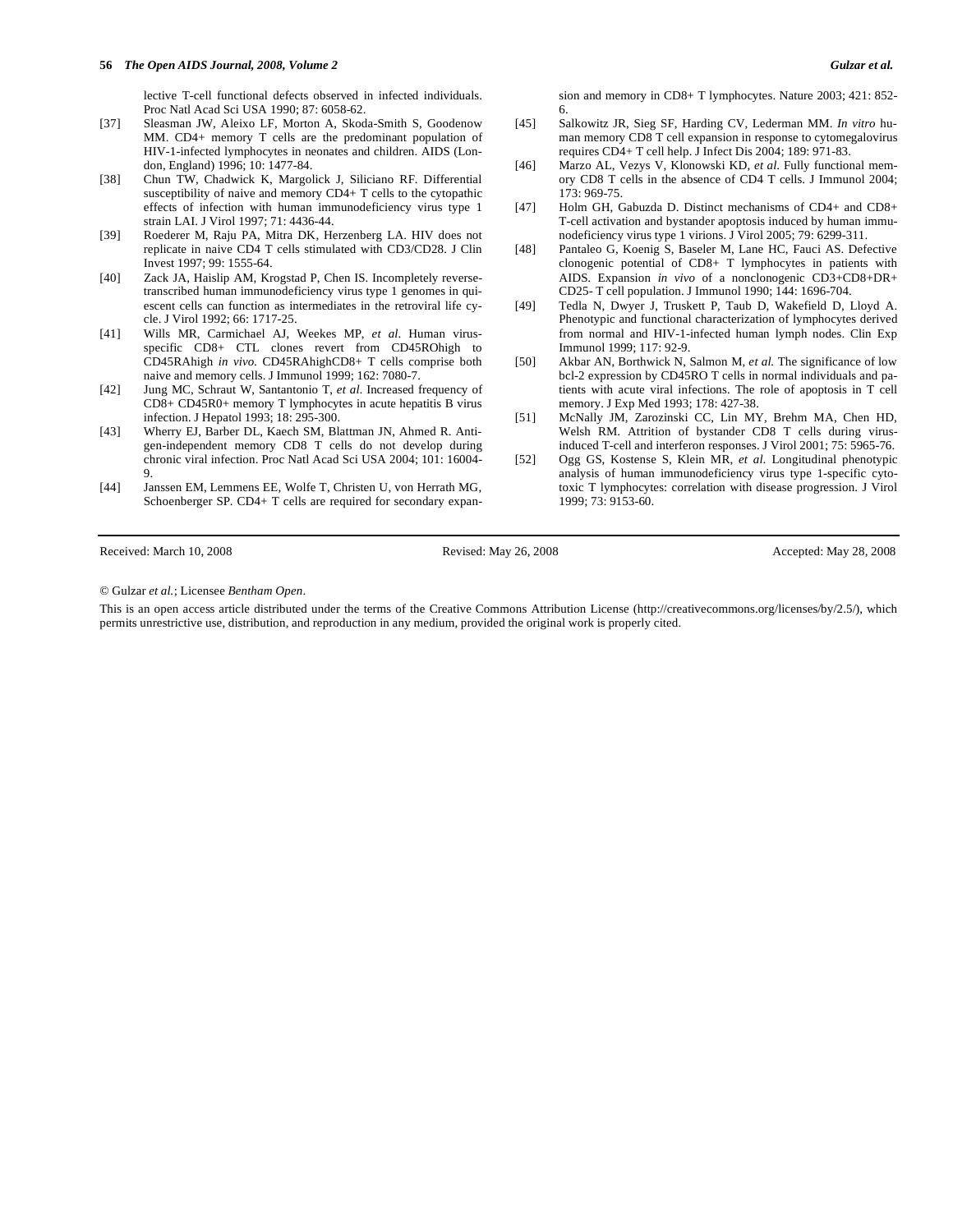lective T-cell functional defects observed in infected individuals. Proc Natl Acad Sci USA 1990; 87: 6058-62.

[37] Sleasman JW, Aleixo LF, Morton A, Skoda-Smith S, Goodenow MM. CD4+ memory T cells are the predominant population of HIV-1-infected lymphocytes in neonates and children. AIDS (London, England) 1996; 10: 1477-84.

[38] Chun TW, Chadwick K, Margolick J, Siliciano RF. Differential susceptibility of naive and memory CD4+ T cells to the cytopathic effects of infection with human immunodeficiency virus type 1 strain LAI. J Virol 1997; 71: 4436-44.

[39] Roederer M, Raju PA, Mitra DK, Herzenberg LA. HIV does not replicate in naive CD4 T cells stimulated with CD3/CD28. J Clin Invest 1997; 99: 1555-64.

[40] Zack JA, Haislip AM, Krogstad P, Chen IS. Incompletely reverse-transcribed human immunodeficiency virus type 1 genomes in quiescent cells can function as intermediates in the retroviral life cycle. J Virol 1992; 66: 1717-25.

[41] Wills MR, Carmichael AJ, Weekes MP, *et al*. Human virus-specific CD8+ CTL clones revert from CD45ROhigh to CD45RAhigh *in vivo*. CD45RAhighCD8+ T cells comprise both naive and memory cells. J Immunol 1999; 162: 7080-7.

[42] Jung MC, Schraut W, Santantonio T, *et al*. Increased frequency of CD8+ CD45R0+ memory T lymphocytes in acute hepatitis B virus infection. J Hepatol 1993; 18: 295-300.

[43] Wherry EJ, Barber DL, Kaech SM, Blattman JN, Ahmed R. Antigen-independent memory CD8 T cells do not develop during chronic viral infection. Proc Natl Acad Sci USA 2004; 101: 16004-9.

[44] Janssen EM, Lemmens EE, Wolfe T, Christen U, von Herrath MG, Schoenberger SP. CD4+ T cells are required for secondary expansion and memory in CD8+ T lymphocytes. Nature 2003; 421: 852-6.

[45] Salkowitz JR, Sieg SF, Harding CV, Lederman MM. *In vitro* human memory CD8 T cell expansion in response to cytomegalovirus requires CD4+ T cell help. J Infect Dis 2004; 189: 971-83.

[46] Marzo AL, Vezys V, Klonowski KD, *et al*. Fully functional memory CD8 T cells in the absence of CD4 T cells. J Immunol 2004; 173: 969-75.

[47] Holm GH, Gabuzda D. Distinct mechanisms of CD4+ and CD8+ T-cell activation and bystander apoptosis induced by human immunodeficiency virus type 1 virions. J Virol 2005; 79: 6299-311.

[48] Pantaleo G, Koenig S, Baseler M, Lane HC, Fauci AS. Defective clonogenic potential of CD8+ T lymphocytes in patients with AIDS. Expansion *in vivo* of a nonclonogenic CD3+CD8+DR+ CD25- T cell population. J Immunol 1990; 144: 1696-704.

[49] Tedla N, Dwyer J, Truskett P, Taub D, Wakefield D, Lloyd A. Phenotypic and functional characterization of lymphocytes derived from normal and HIV-1-infected human lymph nodes. Clin Exp Immunol 1999; 117: 92-9.

[50] Akbar AN, Borthwick N, Salmon M, *et al.* The significance of low bcl-2 expression by CD45RO T cells in normal individuals and patients with acute viral infections. The role of apoptosis in T cell memory. J Exp Med 1993; 178: 427-38.

[51] McNally JM, Zarozinski CC, Lin MY, Brehm MA, Chen HD, Welsh RM. Attrition of bystander CD8 T cells during virus-induced T-cell and interferon responses. J Virol 2001; 75: 5965-76.

[52] Ogg GS, Kostense S, Klein MR, *et al*. Longitudinal phenotypic analysis of human immunodeficiency virus type 1-specific cytotoxic T lymphocytes: correlation with disease progression. J Virol 1999; 73: 9153-60.

Received: March 10, 2008 Revised: May 26, 2008 Accepted: May 28, 2008

© Gulzar *et al.*; Licensee *Bentham Open*.

This is an open access article distributed under the terms of the Creative Commons Attribution License (http://creativecommons.org/licenses/by/2.5/), which permits unrestrictive use, distribution, and reproduction in any medium, provided the original work is properly cited.